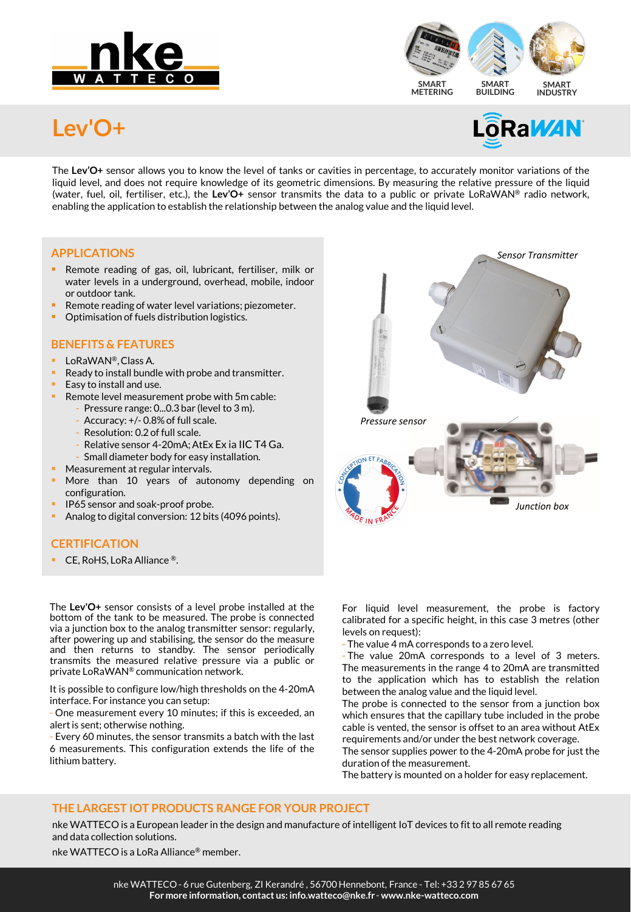SMART METERING
SMART BUILDING
SMART INDUSTRY

# Lev'O+

The **Lev'O+** sensor allows you to know the level of tanks or cavities in percentage, to accurately monitor variations of the liquid level, and does not require knowledge of its geometric dimensions. By measuring the relative pressure of the liquid (water, fuel, oil, fertiliser, etc.), the **Lev'O+** sensor transmits the data to a public or private LoRaWAN® radio network, enabling the application to establish the relationship between the analog value and the liquid level.

## APPLICATIONS

- Remote reading of gas, oil, lubricant, fertiliser, milk or water levels in a underground, overhead, mobile, indoor or outdoor tank.
- Remote reading of water level variations; piezometer.
- Optimisation of fuels distribution logistics.

## BENEFITS & FEATURES

- LoRaWAN®, Class A.
- Ready to install bundle with probe and transmitter.
- Easy to install and use.
- Remote level measurement probe with 5m cable:
  - Pressure range: 0...0.3 bar (level to 3 m).
  - Accuracy: +/- 0.8% of full scale.
  - Resolution: 0.2 of full scale.
  - Relative sensor 4-20mA; AtEx Ex ia IIC T4 Ga.
  - Small diameter body for easy installation.
- Measurement at regular intervals.
- More than 10 years of autonomy depending on configuration.
- IP65 sensor and soak-proof probe.
- Analog to digital conversion: 12 bits (4096 points).

## CERTIFICATION

- CE, RoHS, LoRa Alliance ®.

*Sensor Transmitter*

*Pressure sensor*

*Junction box*

The **Lev'O+** sensor consists of a level probe installed at the bottom of the tank to be measured. The probe is connected via a junction box to the analog transmitter sensor: regularly, after powering up and stabilising, the sensor do the measure and then returns to standby. The sensor periodically transmits the measured relative pressure via a public or private LoRaWAN® communication network.

It is possible to configure low/high thresholds on the 4-20mA interface. For instance you can setup:

- One measurement every 10 minutes; if this is exceeded, an alert is sent; otherwise nothing.
- Every 60 minutes, the sensor transmits a batch with the last 6 measurements. This configuration extends the life of the lithium battery.

For liquid level measurement, the probe is factory calibrated for a specific height, in this case 3 metres (other levels on request):

- The value 4 mA corresponds to a zero level.
- The value 20mA corresponds to a level of 3 meters.

The measurements in the range 4 to 20mA are transmitted to the application which has to establish the relation between the analog value and the liquid level.
The probe is connected to the sensor from a junction box which ensures that the capillary tube included in the probe cable is vented, the sensor is offset to an area without AtEx requirements and/or under the best network coverage.
The sensor supplies power to the 4-20mA probe for just the duration of the measurement.
The battery is mounted on a holder for easy replacement.

## THE LARGEST IOT PRODUCTS RANGE FOR YOUR PROJECT

nke WATTECO is a European leader in the design and manufacture of intelligent IoT devices to fit to all remote reading and data collection solutions.

nke WATTECO is a LoRa Alliance® member.

nke WATTECO - 6 rue Gutenberg, ZI Kerandré , 56700 Hennebont, France - Tel: +33 2 97 85 67 65
**For more information, contact us: info.watteco@nke.fr - www.nke-watteco.com**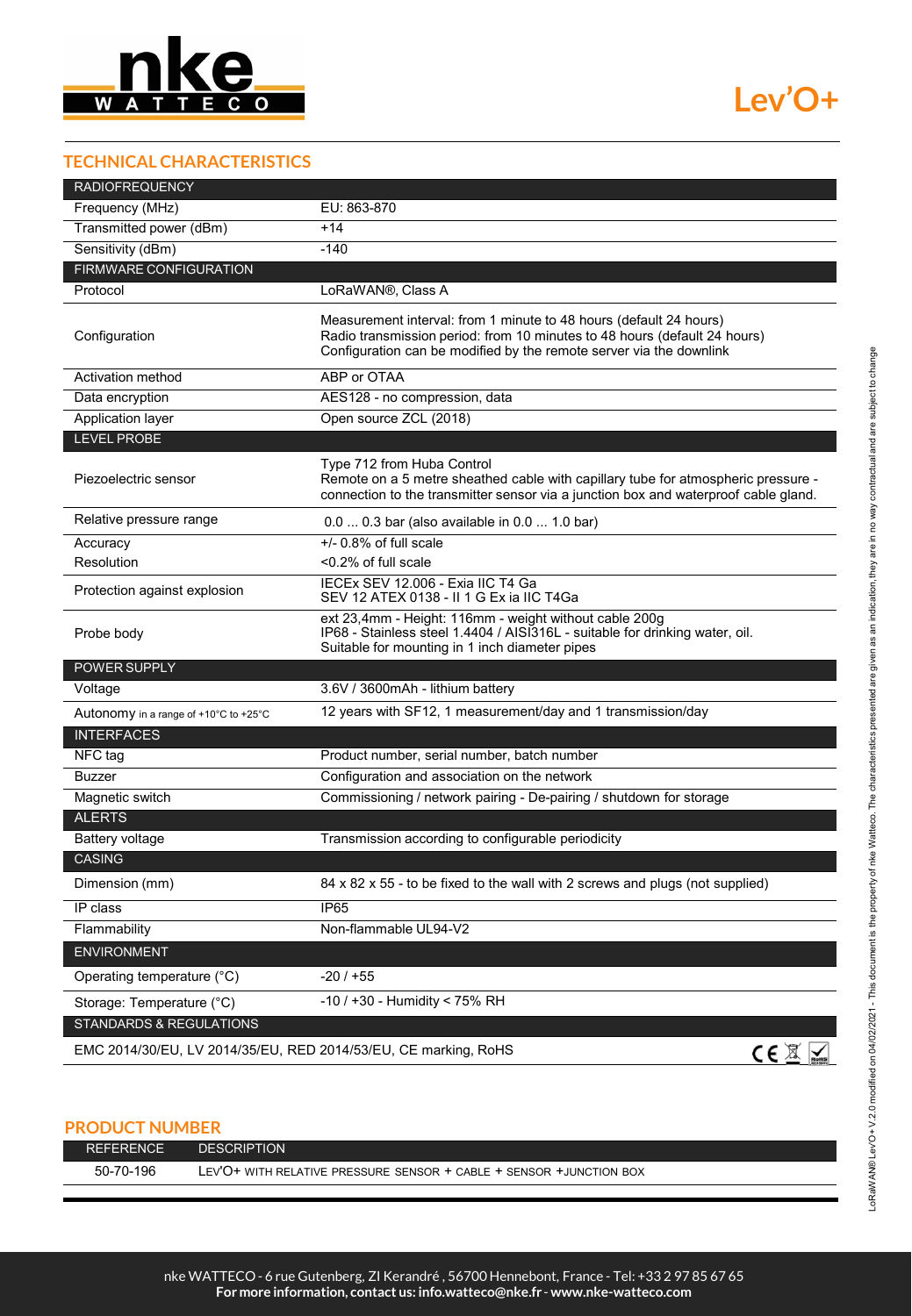# Lev'O+

## TECHNICAL CHARACTERISTICS

| | |
|---|---|
| **RADIOFREQUENCY** | |
| Frequency (MHz) | EU: 863-870 |
| Transmitted power (dBm) | +14 |
| Sensitivity (dBm) | -140 |
| **FIRMWARE CONFIGURATION** | |
| Protocol | LoRaWAN®, Class A |
| Configuration | Measurement interval: from 1 minute to 48 hours (default 24 hours)<br>Radio transmission period: from 10 minutes to 48 hours (default 24 hours)<br>Configuration can be modified by the remote server via the downlink |
| Activation method | ABP or OTAA |
| Data encryption | AES128 - no compression, data |
| Application layer | Open source ZCL (2018) |
| **LEVEL PROBE** | |
| Piezoelectric sensor | Type 712 from Huba Control<br>Remote on a 5 metre sheathed cable with capillary tube for atmospheric pressure - connection to the transmitter sensor via a junction box and waterproof cable gland. |
| Relative pressure range | 0.0 ... 0.3 bar (also available in 0.0 ... 1.0 bar) |
| Accuracy | +/- 0.8% of full scale |
| Resolution | <0.2% of full scale |
| Protection against explosion | IECEx SEV 12.006 - Exia IIC T4 Ga<br>SEV 12 ATEX 0138 - II 1 G Ex ia IIC T4Ga |
| Probe body | ext 23,4mm - Height: 116mm - weight without cable 200g<br>IP68 - Stainless steel 1.4404 / AISI316L - suitable for drinking water, oil.<br>Suitable for mounting in 1 inch diameter pipes |
| **POWER SUPPLY** | |
| Voltage | 3.6V / 3600mAh - lithium battery |
| Autonomy in a range of +10°C to +25°C | 12 years with SF12, 1 measurement/day and 1 transmission/day |
| **INTERFACES** | |
| NFC tag | Product number, serial number, batch number |
| Buzzer | Configuration and association on the network |
| Magnetic switch | Commissioning / network pairing - De-pairing / shutdown for storage |
| **ALERTS** | |
| Battery voltage | Transmission according to configurable periodicity |
| **CASING** | |
| Dimension (mm) | 84 x 82 x 55 - to be fixed to the wall with 2 screws and plugs (not supplied) |
| IP class | IP65 |
| Flammability | Non-flammable UL94-V2 |
| **ENVIRONMENT** | |
| Operating temperature (°C) | -20 / +55 |
| Storage: Temperature (°C) | -10 / +30 - Humidity < 75% RH |
| **STANDARDS & REGULATIONS** | |
| EMC 2014/30/EU, LV 2014/35/EU, RED 2014/53/EU, CE marking, RoHS | |

## PRODUCT NUMBER

| REFERENCE | DESCRIPTION |
|---|---|
| 50-70-196 | LEV'O+ WITH RELATIVE PRESSURE SENSOR + CABLE + SENSOR +JUNCTION BOX |

LoRaWAN® Lev'O+ V.2.0 modified on 04/02/2021 - This document is the property of nke Watteco. The characteristics presented are given as an indication, they are in no way contractual and are subject to change

nke WATTECO - 6 rue Gutenberg, ZI Kerandré , 56700 Hennebont, France - Tel: +33 2 97 85 67 65
**For more information, contact us: info.watteco@nke.fr - www.nke-watteco.com**